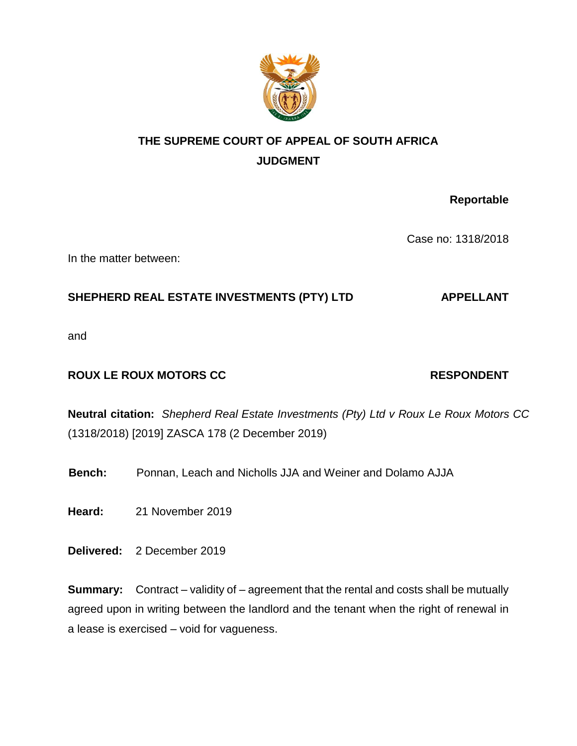**THE SUPREME COURT OF APPEAL OF SOUTH AFRICA**
**JUDGMENT**

**Reportable**

Case no: 1318/2018

In the matter between:

**SHEPHERD REAL ESTATE INVESTMENTS (PTY) LTD** **APPELLANT**

and

**ROUX LE ROUX MOTORS CC** **RESPONDENT**

**Neutral citation:** *Shepherd Real Estate Investments (Pty) Ltd v Roux Le Roux Motors CC* (1318/2018) [2019] ZASCA 178 (2 December 2019)

**Bench:** Ponnan, Leach and Nicholls JJA and Weiner and Dolamo AJJA

**Heard:** 21 November 2019

**Delivered:** 2 December 2019

**Summary:** Contract – validity of – agreement that the rental and costs shall be mutually agreed upon in writing between the landlord and the tenant when the right of renewal in a lease is exercised – void for vagueness.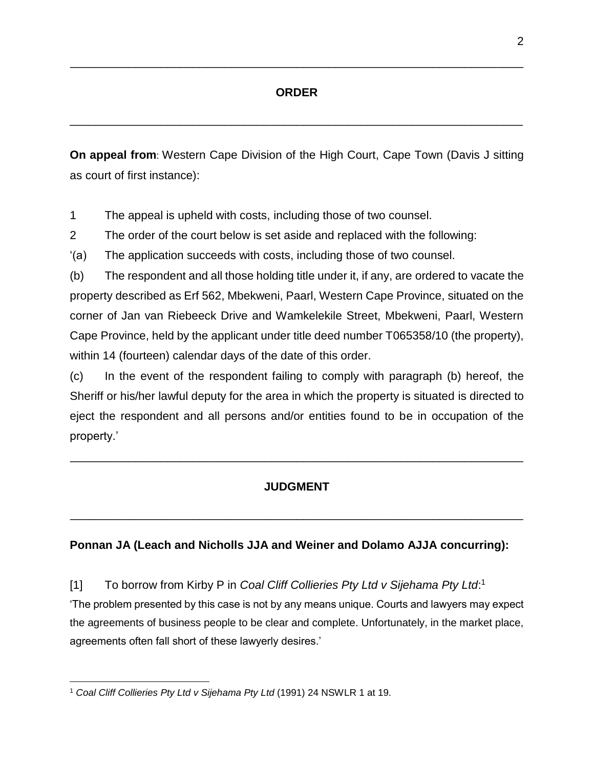## ORDER

---

**On appeal from**: Western Cape Division of the High Court, Cape Town (Davis J sitting as court of first instance):

1 The appeal is upheld with costs, including those of two counsel.

2 The order of the court below is set aside and replaced with the following:

'(a) The application succeeds with costs, including those of two counsel.

(b) The respondent and all those holding title under it, if any, are ordered to vacate the property described as Erf 562, Mbekweni, Paarl, Western Cape Province, situated on the corner of Jan van Riebeeck Drive and Wamkelekile Street, Mbekweni, Paarl, Western Cape Province, held by the applicant under title deed number T065358/10 (the property), within 14 (fourteen) calendar days of the date of this order.

(c) In the event of the respondent failing to comply with paragraph (b) hereof, the Sheriff or his/her lawful deputy for the area in which the property is situated is directed to eject the respondent and all persons and/or entities found to be in occupation of the property.'

---

## JUDGMENT

---

**Ponnan JA (Leach and Nicholls JJA and Weiner and Dolamo AJJA concurring):**

[1] To borrow from Kirby P in *Coal Cliff Collieries Pty Ltd v Sijehama Pty Ltd*:[1]

'The problem presented by this case is not by any means unique. Courts and lawyers may expect the agreements of business people to be clear and complete. Unfortunately, in the market place, agreements often fall short of these lawyerly desires.'

---

[1] *Coal Cliff Collieries Pty Ltd v Sijehama Pty Ltd* (1991) 24 NSWLR 1 at 19.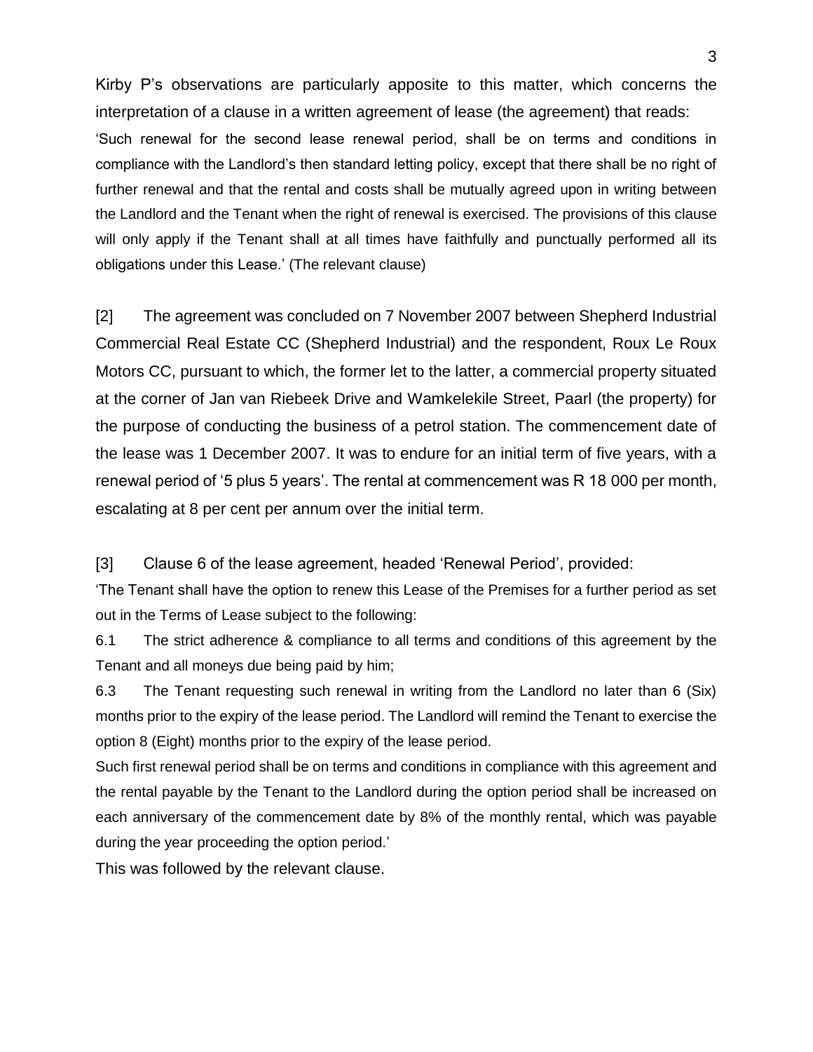Kirby P's observations are particularly apposite to this matter, which concerns the interpretation of a clause in a written agreement of lease (the agreement) that reads:

'Such renewal for the second lease renewal period, shall be on terms and conditions in compliance with the Landlord's then standard letting policy, except that there shall be no right of further renewal and that the rental and costs shall be mutually agreed upon in writing between the Landlord and the Tenant when the right of renewal is exercised. The provisions of this clause will only apply if the Tenant shall at all times have faithfully and punctually performed all its obligations under this Lease.' (The relevant clause)

[2] The agreement was concluded on 7 November 2007 between Shepherd Industrial Commercial Real Estate CC (Shepherd Industrial) and the respondent, Roux Le Roux Motors CC, pursuant to which, the former let to the latter, a commercial property situated at the corner of Jan van Riebeek Drive and Wamkelekile Street, Paarl (the property) for the purpose of conducting the business of a petrol station. The commencement date of the lease was 1 December 2007. It was to endure for an initial term of five years, with a renewal period of '5 plus 5 years'. The rental at commencement was R 18 000 per month, escalating at 8 per cent per annum over the initial term.

[3] Clause 6 of the lease agreement, headed 'Renewal Period', provided:

'The Tenant shall have the option to renew this Lease of the Premises for a further period as set out in the Terms of Lease subject to the following:

6.1 The strict adherence & compliance to all terms and conditions of this agreement by the Tenant and all moneys due being paid by him;

6.3 The Tenant requesting such renewal in writing from the Landlord no later than 6 (Six) months prior to the expiry of the lease period. The Landlord will remind the Tenant to exercise the option 8 (Eight) months prior to the expiry of the lease period.

Such first renewal period shall be on terms and conditions in compliance with this agreement and the rental payable by the Tenant to the Landlord during the option period shall be increased on each anniversary of the commencement date by 8% of the monthly rental, which was payable during the year proceeding the option period.'

This was followed by the relevant clause.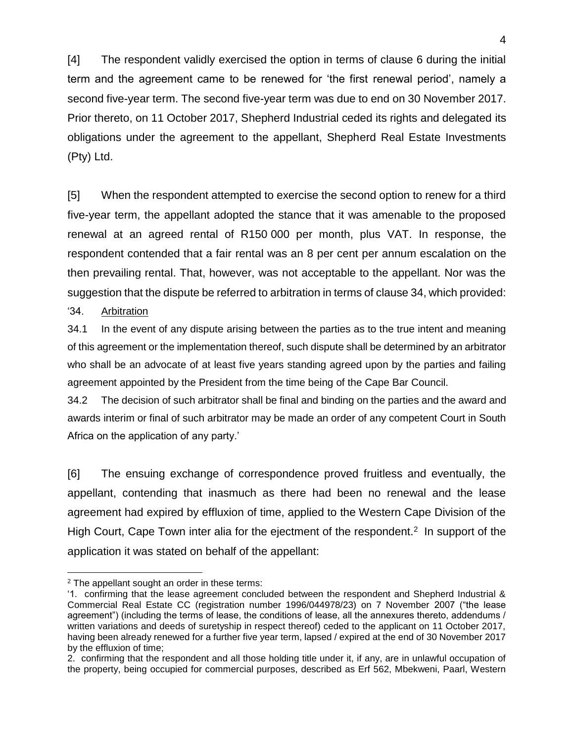[4] The respondent validly exercised the option in terms of clause 6 during the initial term and the agreement came to be renewed for 'the first renewal period', namely a second five-year term. The second five-year term was due to end on 30 November 2017. Prior thereto, on 11 October 2017, Shepherd Industrial ceded its rights and delegated its obligations under the agreement to the appellant, Shepherd Real Estate Investments (Pty) Ltd.

[5] When the respondent attempted to exercise the second option to renew for a third five-year term, the appellant adopted the stance that it was amenable to the proposed renewal at an agreed rental of R150 000 per month, plus VAT. In response, the respondent contended that a fair rental was an 8 per cent per annum escalation on the then prevailing rental. That, however, was not acceptable to the appellant. Nor was the suggestion that the dispute be referred to arbitration in terms of clause 34, which provided:

'34. Arbitration

34.1 In the event of any dispute arising between the parties as to the true intent and meaning of this agreement or the implementation thereof, such dispute shall be determined by an arbitrator who shall be an advocate of at least five years standing agreed upon by the parties and failing agreement appointed by the President from the time being of the Cape Bar Council.

34.2 The decision of such arbitrator shall be final and binding on the parties and the award and awards interim or final of such arbitrator may be made an order of any competent Court in South Africa on the application of any party.'

[6] The ensuing exchange of correspondence proved fruitless and eventually, the appellant, contending that inasmuch as there had been no renewal and the lease agreement had expired by effluxion of time, applied to the Western Cape Division of the High Court, Cape Town inter alia for the ejectment of the respondent.[2] In support of the application it was stated on behalf of the appellant:

---

[2] The appellant sought an order in these terms:

'1. confirming that the lease agreement concluded between the respondent and Shepherd Industrial & Commercial Real Estate CC (registration number 1996/044978/23) on 7 November 2007 ("the lease agreement") (including the terms of lease, the conditions of lease, all the annexures thereto, addendums / written variations and deeds of suretyship in respect thereof) ceded to the applicant on 11 October 2017, having been already renewed for a further five year term, lapsed / expired at the end of 30 November 2017 by the effluxion of time;

2. confirming that the respondent and all those holding title under it, if any, are in unlawful occupation of the property, being occupied for commercial purposes, described as Erf 562, Mbekweni, Paarl, Western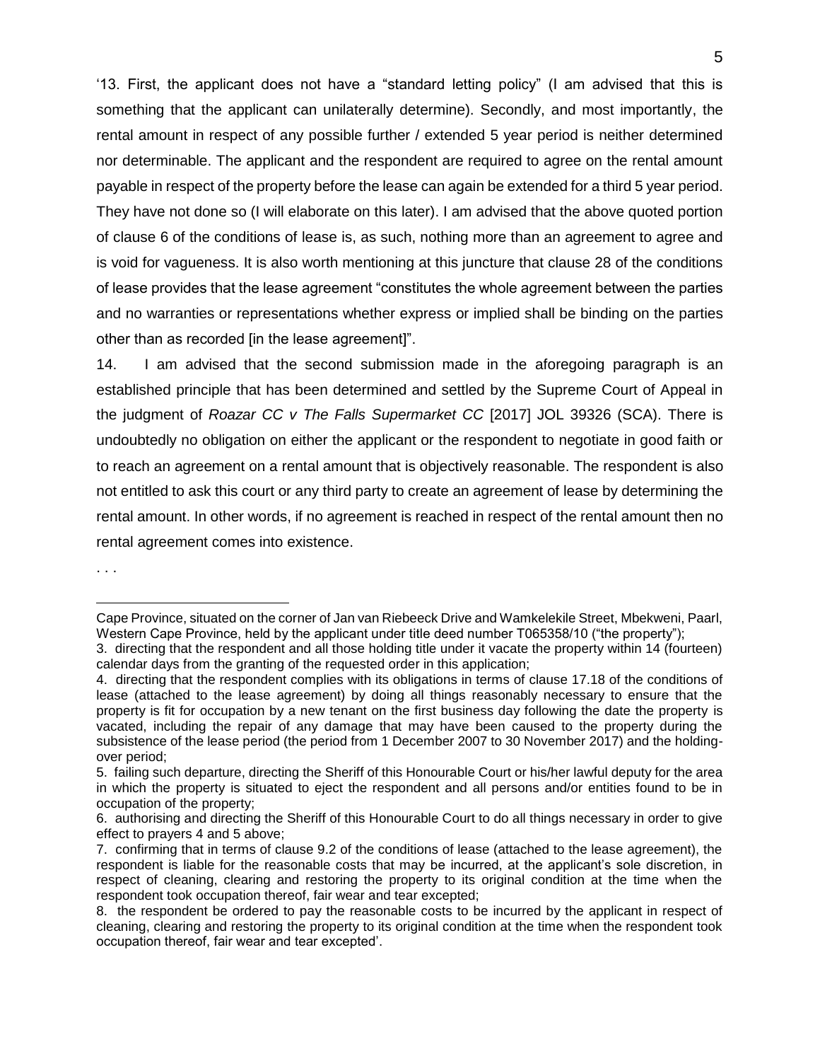'13. First, the applicant does not have a "standard letting policy" (I am advised that this is something that the applicant can unilaterally determine). Secondly, and most importantly, the rental amount in respect of any possible further / extended 5 year period is neither determined nor determinable. The applicant and the respondent are required to agree on the rental amount payable in respect of the property before the lease can again be extended for a third 5 year period. They have not done so (I will elaborate on this later). I am advised that the above quoted portion of clause 6 of the conditions of lease is, as such, nothing more than an agreement to agree and is void for vagueness. It is also worth mentioning at this juncture that clause 28 of the conditions of lease provides that the lease agreement "constitutes the whole agreement between the parties and no warranties or representations whether express or implied shall be binding on the parties other than as recorded [in the lease agreement]".

14. I am advised that the second submission made in the aforegoing paragraph is an established principle that has been determined and settled by the Supreme Court of Appeal in the judgment of *Roazar CC v The Falls Supermarket CC* [2017] JOL 39326 (SCA). There is undoubtedly no obligation on either the applicant or the respondent to negotiate in good faith or to reach an agreement on a rental amount that is objectively reasonable. The respondent is also not entitled to ask this court or any third party to create an agreement of lease by determining the rental amount. In other words, if no agreement is reached in respect of the rental amount then no rental agreement comes into existence.

. . .

---

Cape Province, situated on the corner of Jan van Riebeeck Drive and Wamkelekile Street, Mbekweni, Paarl, Western Cape Province, held by the applicant under title deed number T065358/10 ("the property");

3. directing that the respondent and all those holding title under it vacate the property within 14 (fourteen) calendar days from the granting of the requested order in this application;

4. directing that the respondent complies with its obligations in terms of clause 17.18 of the conditions of lease (attached to the lease agreement) by doing all things reasonably necessary to ensure that the property is fit for occupation by a new tenant on the first business day following the date the property is vacated, including the repair of any damage that may have been caused to the property during the subsistence of the lease period (the period from 1 December 2007 to 30 November 2017) and the holding-over period;

5. failing such departure, directing the Sheriff of this Honourable Court or his/her lawful deputy for the area in which the property is situated to eject the respondent and all persons and/or entities found to be in occupation of the property;

6. authorising and directing the Sheriff of this Honourable Court to do all things necessary in order to give effect to prayers 4 and 5 above;

7. confirming that in terms of clause 9.2 of the conditions of lease (attached to the lease agreement), the respondent is liable for the reasonable costs that may be incurred, at the applicant's sole discretion, in respect of cleaning, clearing and restoring the property to its original condition at the time when the respondent took occupation thereof, fair wear and tear excepted;

8. the respondent be ordered to pay the reasonable costs to be incurred by the applicant in respect of cleaning, clearing and restoring the property to its original condition at the time when the respondent took occupation thereof, fair wear and tear excepted'.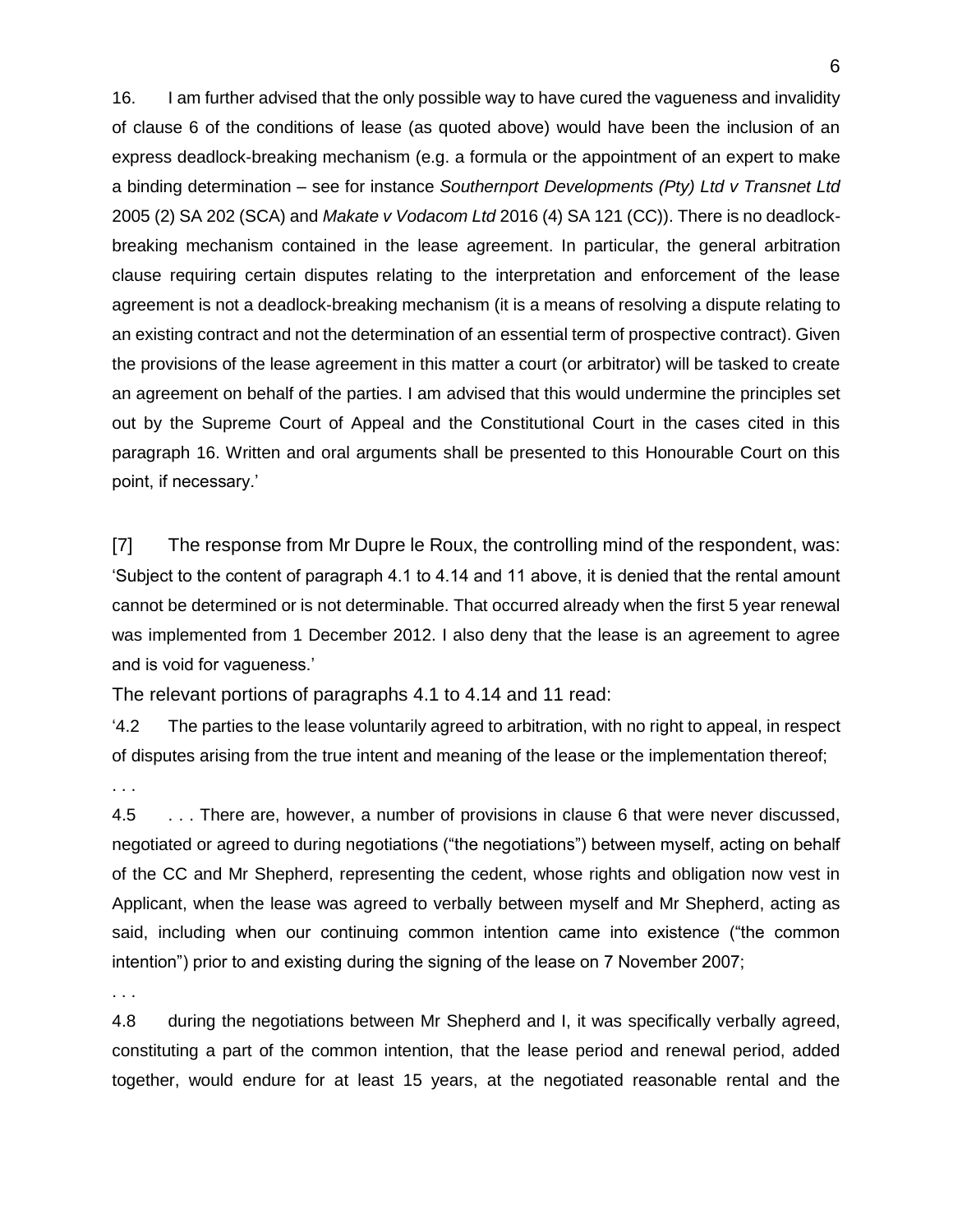16. I am further advised that the only possible way to have cured the vagueness and invalidity of clause 6 of the conditions of lease (as quoted above) would have been the inclusion of an express deadlock-breaking mechanism (e.g. a formula or the appointment of an expert to make a binding determination – see for instance *Southernport Developments (Pty) Ltd v Transnet Ltd* 2005 (2) SA 202 (SCA) and *Makate v Vodacom Ltd* 2016 (4) SA 121 (CC)). There is no deadlock-breaking mechanism contained in the lease agreement. In particular, the general arbitration clause requiring certain disputes relating to the interpretation and enforcement of the lease agreement is not a deadlock-breaking mechanism (it is a means of resolving a dispute relating to an existing contract and not the determination of an essential term of prospective contract). Given the provisions of the lease agreement in this matter a court (or arbitrator) will be tasked to create an agreement on behalf of the parties. I am advised that this would undermine the principles set out by the Supreme Court of Appeal and the Constitutional Court in the cases cited in this paragraph 16. Written and oral arguments shall be presented to this Honourable Court on this point, if necessary.'

[7] The response from Mr Dupre le Roux, the controlling mind of the respondent, was: 'Subject to the content of paragraph 4.1 to 4.14 and 11 above, it is denied that the rental amount cannot be determined or is not determinable. That occurred already when the first 5 year renewal was implemented from 1 December 2012. I also deny that the lease is an agreement to agree and is void for vagueness.'

The relevant portions of paragraphs 4.1 to 4.14 and 11 read:

'4.2 The parties to the lease voluntarily agreed to arbitration, with no right to appeal, in respect of disputes arising from the true intent and meaning of the lease or the implementation thereof;

. . .

4.5 . . . There are, however, a number of provisions in clause 6 that were never discussed, negotiated or agreed to during negotiations ("the negotiations") between myself, acting on behalf of the CC and Mr Shepherd, representing the cedent, whose rights and obligation now vest in Applicant, when the lease was agreed to verbally between myself and Mr Shepherd, acting as said, including when our continuing common intention came into existence ("the common intention") prior to and existing during the signing of the lease on 7 November 2007;

. . .

4.8 during the negotiations between Mr Shepherd and I, it was specifically verbally agreed, constituting a part of the common intention, that the lease period and renewal period, added together, would endure for at least 15 years, at the negotiated reasonable rental and the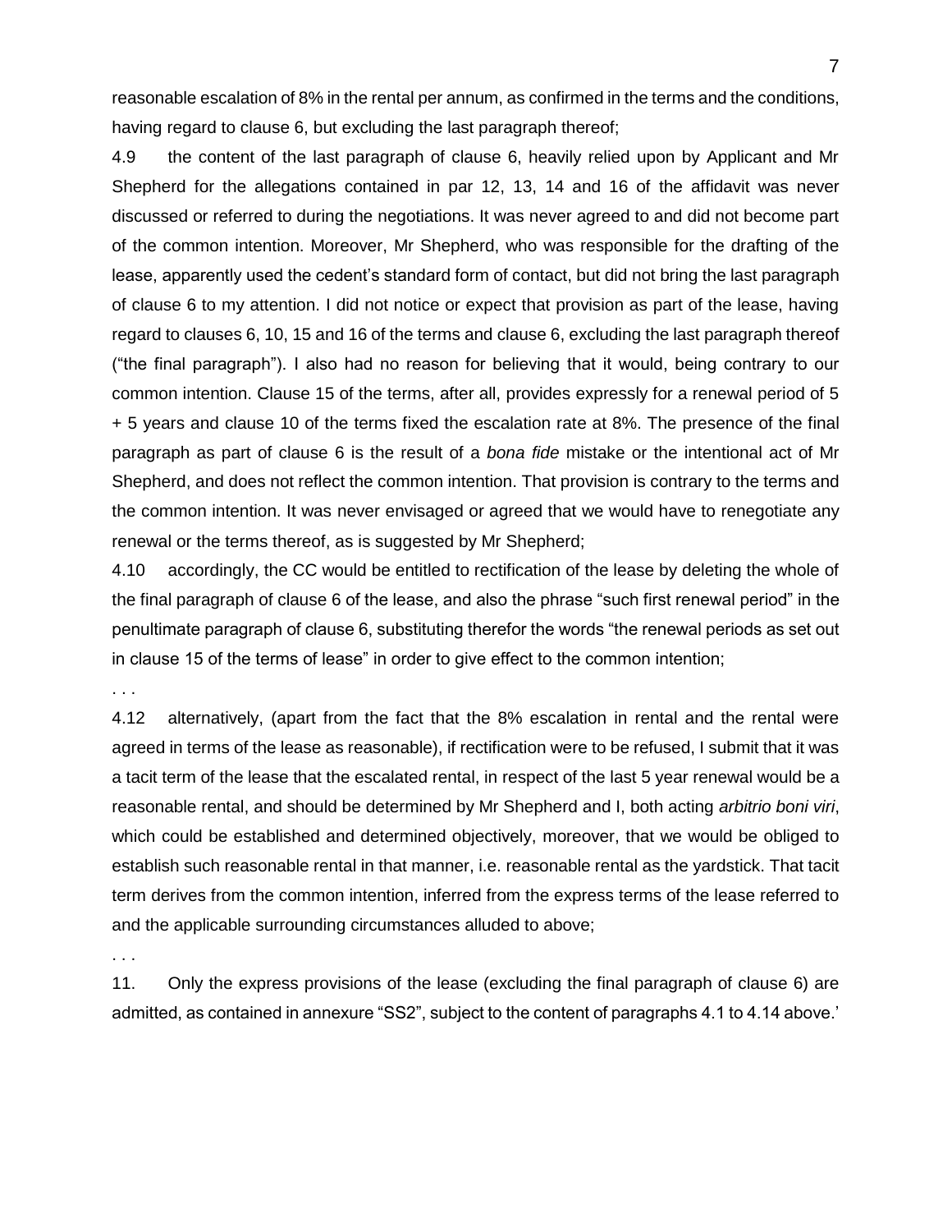reasonable escalation of 8% in the rental per annum, as confirmed in the terms and the conditions, having regard to clause 6, but excluding the last paragraph thereof;

4.9 the content of the last paragraph of clause 6, heavily relied upon by Applicant and Mr Shepherd for the allegations contained in par 12, 13, 14 and 16 of the affidavit was never discussed or referred to during the negotiations. It was never agreed to and did not become part of the common intention. Moreover, Mr Shepherd, who was responsible for the drafting of the lease, apparently used the cedent's standard form of contact, but did not bring the last paragraph of clause 6 to my attention. I did not notice or expect that provision as part of the lease, having regard to clauses 6, 10, 15 and 16 of the terms and clause 6, excluding the last paragraph thereof ("the final paragraph"). I also had no reason for believing that it would, being contrary to our common intention. Clause 15 of the terms, after all, provides expressly for a renewal period of 5 + 5 years and clause 10 of the terms fixed the escalation rate at 8%. The presence of the final paragraph as part of clause 6 is the result of a *bona fide* mistake or the intentional act of Mr Shepherd, and does not reflect the common intention. That provision is contrary to the terms and the common intention. It was never envisaged or agreed that we would have to renegotiate any renewal or the terms thereof, as is suggested by Mr Shepherd;

4.10 accordingly, the CC would be entitled to rectification of the lease by deleting the whole of the final paragraph of clause 6 of the lease, and also the phrase "such first renewal period" in the penultimate paragraph of clause 6, substituting therefor the words "the renewal periods as set out in clause 15 of the terms of lease" in order to give effect to the common intention;

. . .

4.12 alternatively, (apart from the fact that the 8% escalation in rental and the rental were agreed in terms of the lease as reasonable), if rectification were to be refused, I submit that it was a tacit term of the lease that the escalated rental, in respect of the last 5 year renewal would be a reasonable rental, and should be determined by Mr Shepherd and I, both acting *arbitrio boni viri*, which could be established and determined objectively, moreover, that we would be obliged to establish such reasonable rental in that manner, i.e. reasonable rental as the yardstick. That tacit term derives from the common intention, inferred from the express terms of the lease referred to and the applicable surrounding circumstances alluded to above;

. . .

11. Only the express provisions of the lease (excluding the final paragraph of clause 6) are admitted, as contained in annexure "SS2", subject to the content of paragraphs 4.1 to 4.14 above.'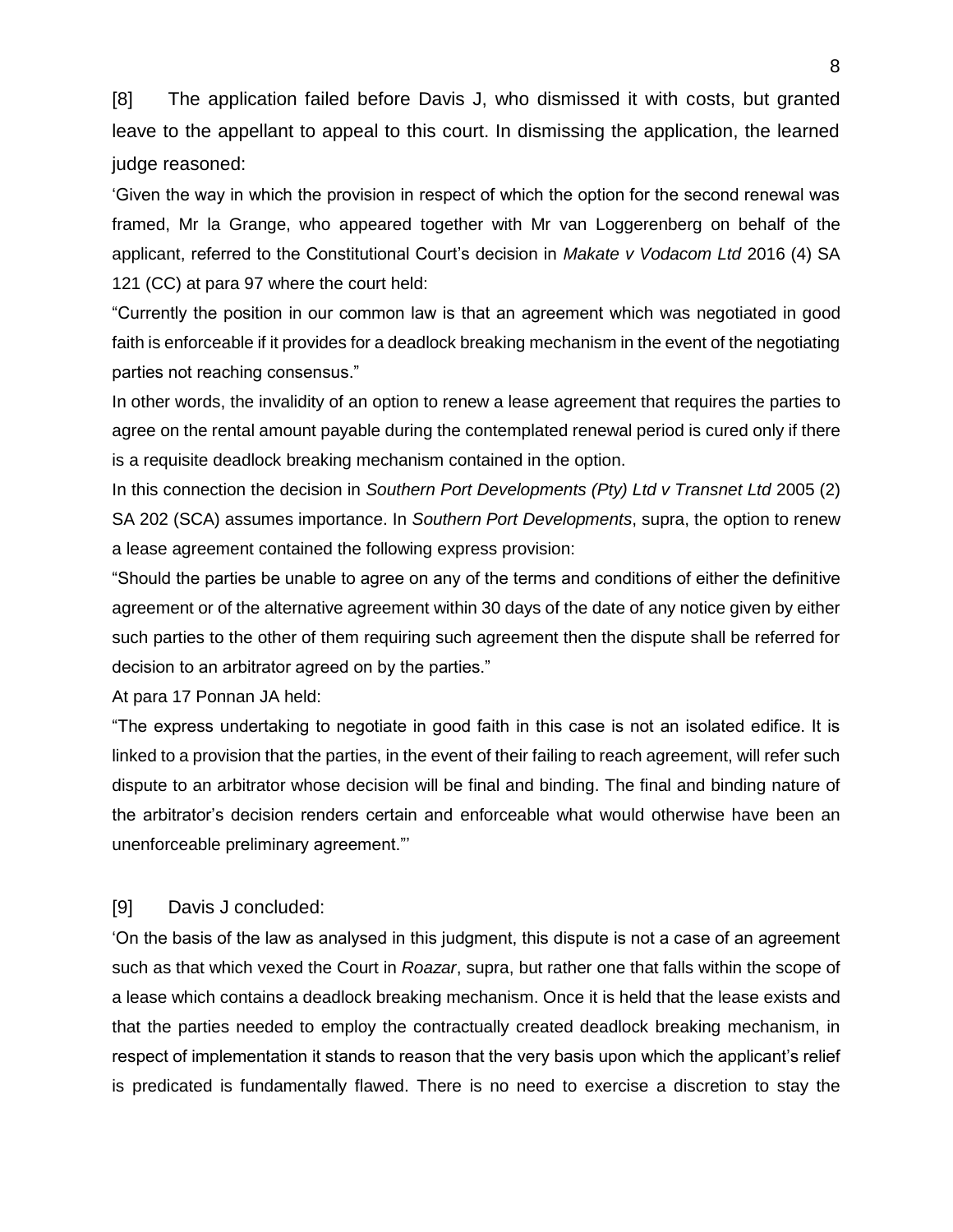[8] The application failed before Davis J, who dismissed it with costs, but granted leave to the appellant to appeal to this court. In dismissing the application, the learned judge reasoned:

'Given the way in which the provision in respect of which the option for the second renewal was framed, Mr la Grange, who appeared together with Mr van Loggerenberg on behalf of the applicant, referred to the Constitutional Court's decision in *Makate v Vodacom Ltd* 2016 (4) SA 121 (CC) at para 97 where the court held:

"Currently the position in our common law is that an agreement which was negotiated in good faith is enforceable if it provides for a deadlock breaking mechanism in the event of the negotiating parties not reaching consensus."

In other words, the invalidity of an option to renew a lease agreement that requires the parties to agree on the rental amount payable during the contemplated renewal period is cured only if there is a requisite deadlock breaking mechanism contained in the option.

In this connection the decision in *Southern Port Developments (Pty) Ltd v Transnet Ltd* 2005 (2) SA 202 (SCA) assumes importance. In *Southern Port Developments*, supra, the option to renew a lease agreement contained the following express provision:

"Should the parties be unable to agree on any of the terms and conditions of either the definitive agreement or of the alternative agreement within 30 days of the date of any notice given by either such parties to the other of them requiring such agreement then the dispute shall be referred for decision to an arbitrator agreed on by the parties."

At para 17 Ponnan JA held:

"The express undertaking to negotiate in good faith in this case is not an isolated edifice. It is linked to a provision that the parties, in the event of their failing to reach agreement, will refer such dispute to an arbitrator whose decision will be final and binding. The final and binding nature of the arbitrator's decision renders certain and enforceable what would otherwise have been an unenforceable preliminary agreement."'

[9] Davis J concluded:

'On the basis of the law as analysed in this judgment, this dispute is not a case of an agreement such as that which vexed the Court in *Roazar*, supra, but rather one that falls within the scope of a lease which contains a deadlock breaking mechanism. Once it is held that the lease exists and that the parties needed to employ the contractually created deadlock breaking mechanism, in respect of implementation it stands to reason that the very basis upon which the applicant's relief is predicated is fundamentally flawed. There is no need to exercise a discretion to stay the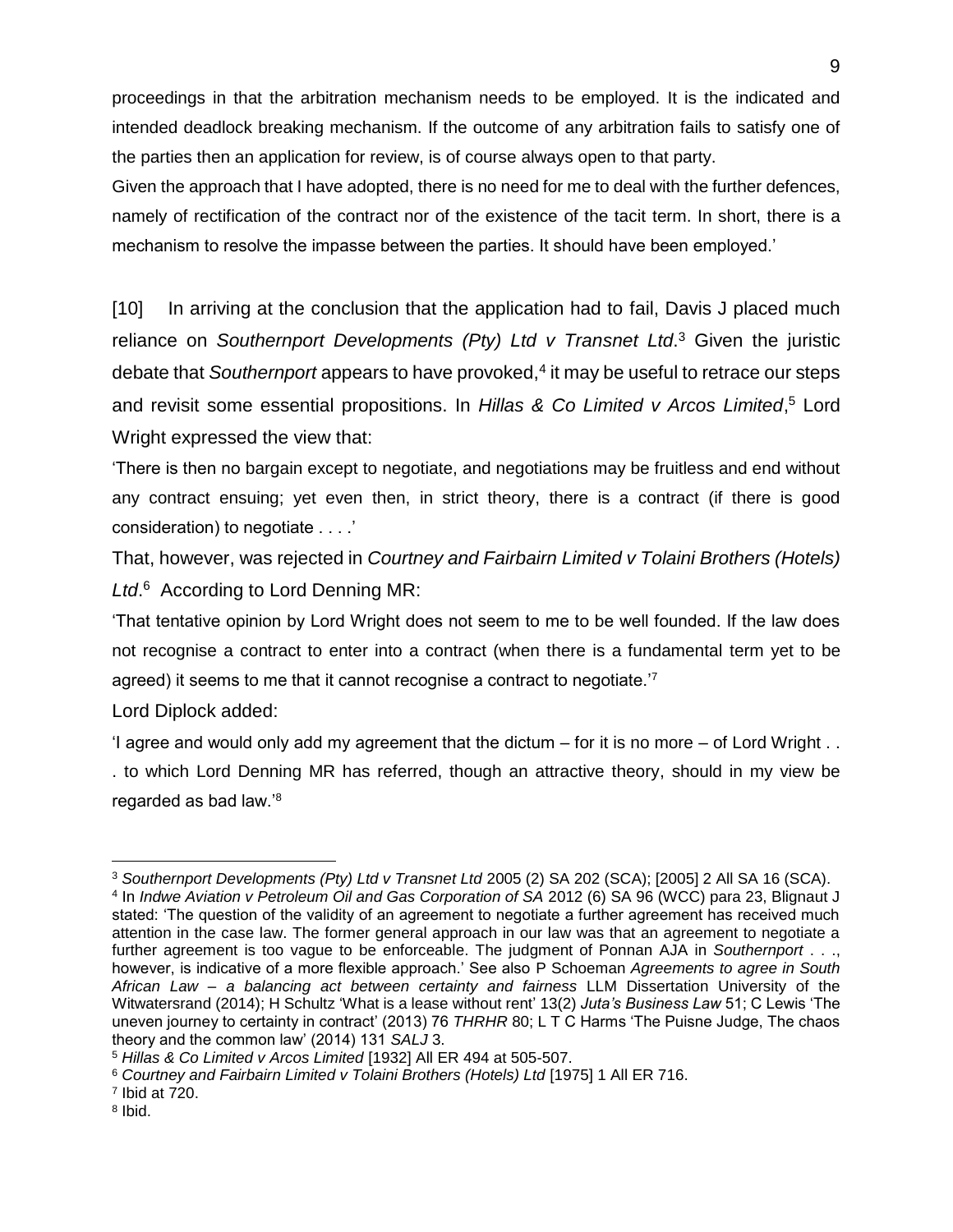proceedings in that the arbitration mechanism needs to be employed. It is the indicated and intended deadlock breaking mechanism. If the outcome of any arbitration fails to satisfy one of the parties then an application for review, is of course always open to that party.

Given the approach that I have adopted, there is no need for me to deal with the further defences, namely of rectification of the contract nor of the existence of the tacit term. In short, there is a mechanism to resolve the impasse between the parties. It should have been employed.'

[10] In arriving at the conclusion that the application had to fail, Davis J placed much reliance on *Southernport Developments (Pty) Ltd v Transnet Ltd*.[3] Given the juristic debate that *Southernport* appears to have provoked,[4] it may be useful to retrace our steps and revisit some essential propositions. In *Hillas & Co Limited v Arcos Limited*,[5] Lord Wright expressed the view that:

'There is then no bargain except to negotiate, and negotiations may be fruitless and end without any contract ensuing; yet even then, in strict theory, there is a contract (if there is good consideration) to negotiate . . . .'

That, however, was rejected in *Courtney and Fairbairn Limited v Tolaini Brothers (Hotels) Ltd*.[6] According to Lord Denning MR:

'That tentative opinion by Lord Wright does not seem to me to be well founded. If the law does not recognise a contract to enter into a contract (when there is a fundamental term yet to be agreed) it seems to me that it cannot recognise a contract to negotiate.'[7]

Lord Diplock added:

'I agree and would only add my agreement that the dictum – for it is no more – of Lord Wright . . . to which Lord Denning MR has referred, though an attractive theory, should in my view be regarded as bad law.'[8]

---

[3] *Southernport Developments (Pty) Ltd v Transnet Ltd* 2005 (2) SA 202 (SCA); [2005] 2 All SA 16 (SCA).

[4] In *Indwe Aviation v Petroleum Oil and Gas Corporation of SA* 2012 (6) SA 96 (WCC) para 23, Blignaut J stated: 'The question of the validity of an agreement to negotiate a further agreement has received much attention in the case law. The former general approach in our law was that an agreement to negotiate a further agreement is too vague to be enforceable. The judgment of Ponnan AJA in *Southernport* . . ., however, is indicative of a more flexible approach.' See also P Schoeman *Agreements to agree in South African Law – a balancing act between certainty and fairness* LLM Dissertation University of the Witwatersrand (2014); H Schultz 'What is a lease without rent' 13(2) *Juta's Business Law* 51; C Lewis 'The uneven journey to certainty in contract' (2013) 76 *THRHR* 80; L T C Harms 'The Puisne Judge, The chaos theory and the common law' (2014) 131 *SALJ* 3.

[5] *Hillas & Co Limited v Arcos Limited* [1932] All ER 494 at 505-507.

[6] *Courtney and Fairbairn Limited v Tolaini Brothers (Hotels) Ltd* [1975] 1 All ER 716.

[7] Ibid at 720.

[8] Ibid.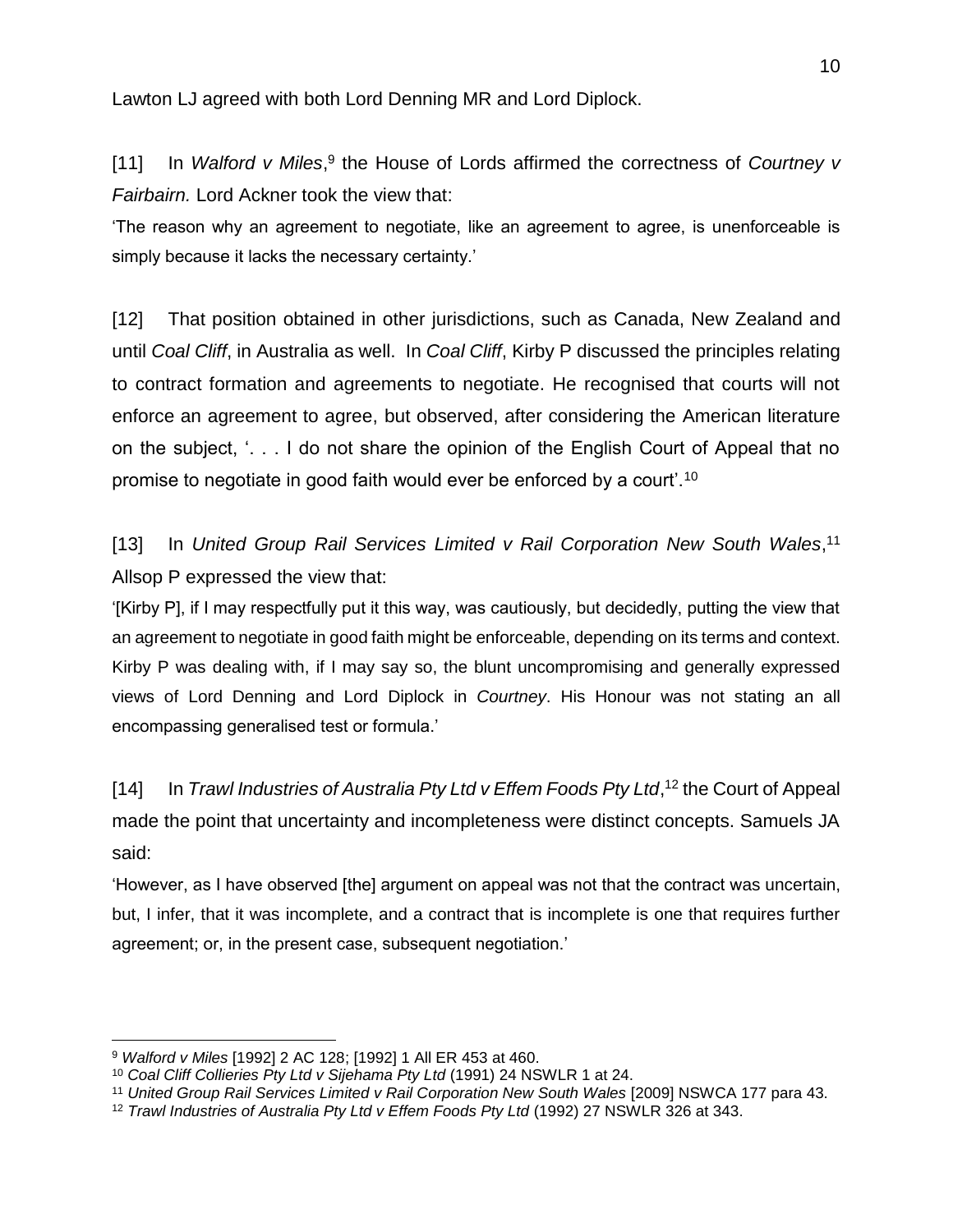Lawton LJ agreed with both Lord Denning MR and Lord Diplock.

[11] In *Walford v Miles*,[9] the House of Lords affirmed the correctness of *Courtney v Fairbairn.* Lord Ackner took the view that:

'The reason why an agreement to negotiate, like an agreement to agree, is unenforceable is simply because it lacks the necessary certainty.'

[12] That position obtained in other jurisdictions, such as Canada, New Zealand and until *Coal Cliff*, in Australia as well. In *Coal Cliff*, Kirby P discussed the principles relating to contract formation and agreements to negotiate. He recognised that courts will not enforce an agreement to agree, but observed, after considering the American literature on the subject, '. . . I do not share the opinion of the English Court of Appeal that no promise to negotiate in good faith would ever be enforced by a court'.[10]

[13] In *United Group Rail Services Limited v Rail Corporation New South Wales*,[11] Allsop P expressed the view that:

'[Kirby P], if I may respectfully put it this way, was cautiously, but decidedly, putting the view that an agreement to negotiate in good faith might be enforceable, depending on its terms and context. Kirby P was dealing with, if I may say so, the blunt uncompromising and generally expressed views of Lord Denning and Lord Diplock in *Courtney*. His Honour was not stating an all encompassing generalised test or formula.'

[14] In *Trawl Industries of Australia Pty Ltd v Effem Foods Pty Ltd*,[12] the Court of Appeal made the point that uncertainty and incompleteness were distinct concepts. Samuels JA said:

'However, as I have observed [the] argument on appeal was not that the contract was uncertain, but, I infer, that it was incomplete, and a contract that is incomplete is one that requires further agreement; or, in the present case, subsequent negotiation.'

---

[9] *Walford v Miles* [1992] 2 AC 128; [1992] 1 All ER 453 at 460.

[10] *Coal Cliff Collieries Pty Ltd v Sijehama Pty Ltd* (1991) 24 NSWLR 1 at 24.

[11] *United Group Rail Services Limited v Rail Corporation New South Wales* [2009] NSWCA 177 para 43.

[12] *Trawl Industries of Australia Pty Ltd v Effem Foods Pty Ltd* (1992) 27 NSWLR 326 at 343.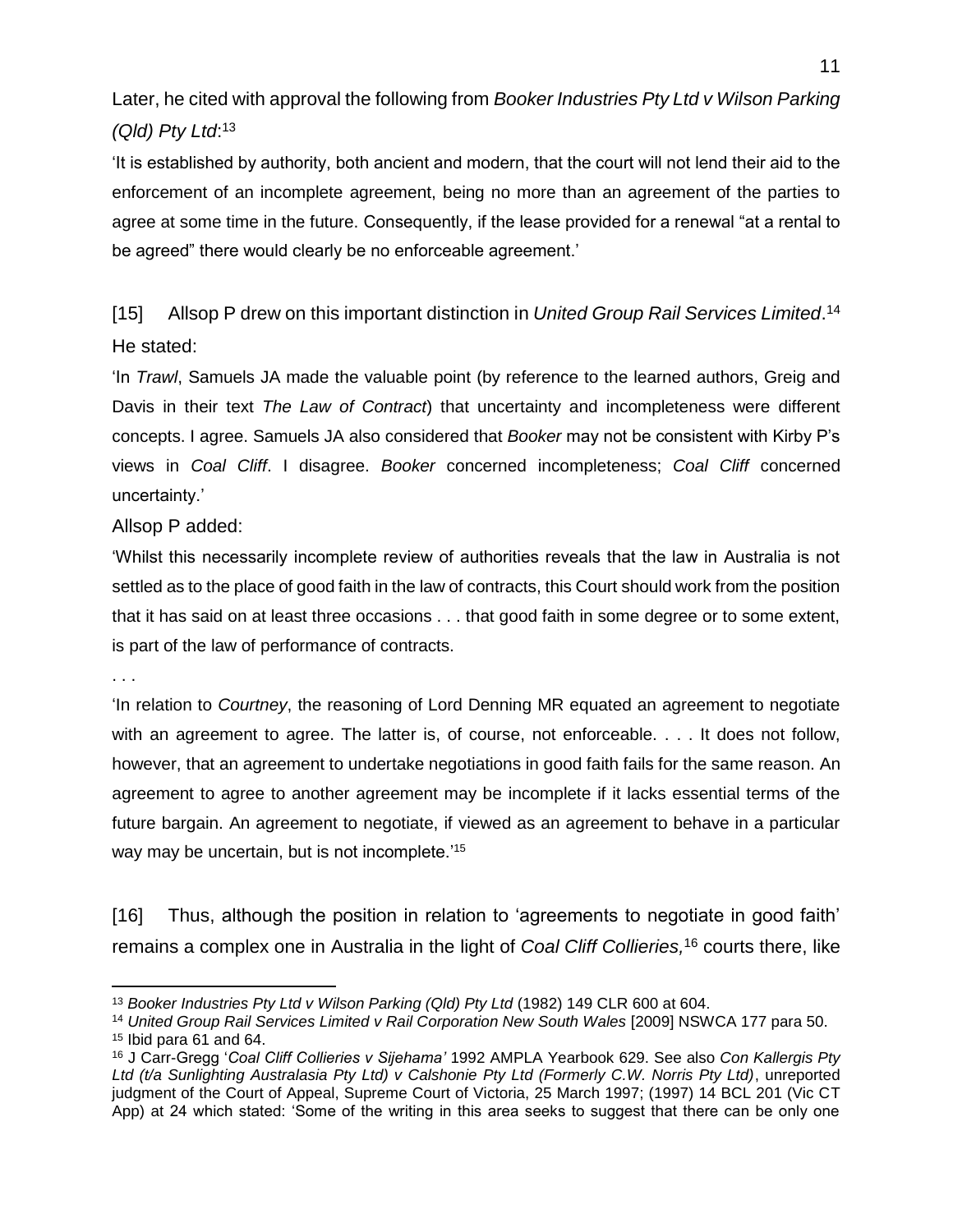Later, he cited with approval the following from *Booker Industries Pty Ltd v Wilson Parking (Qld) Pty Ltd*:[13]

'It is established by authority, both ancient and modern, that the court will not lend their aid to the enforcement of an incomplete agreement, being no more than an agreement of the parties to agree at some time in the future. Consequently, if the lease provided for a renewal "at a rental to be agreed" there would clearly be no enforceable agreement.'

[15] Allsop P drew on this important distinction in *United Group Rail Services Limited*.[14] He stated:

'In *Trawl*, Samuels JA made the valuable point (by reference to the learned authors, Greig and Davis in their text *The Law of Contract*) that uncertainty and incompleteness were different concepts. I agree. Samuels JA also considered that *Booker* may not be consistent with Kirby P's views in *Coal Cliff*. I disagree. *Booker* concerned incompleteness; *Coal Cliff* concerned uncertainty.'

Allsop P added:

'Whilst this necessarily incomplete review of authorities reveals that the law in Australia is not settled as to the place of good faith in the law of contracts, this Court should work from the position that it has said on at least three occasions . . . that good faith in some degree or to some extent, is part of the law of performance of contracts.

. . .

'In relation to *Courtney*, the reasoning of Lord Denning MR equated an agreement to negotiate with an agreement to agree. The latter is, of course, not enforceable. . . . It does not follow, however, that an agreement to undertake negotiations in good faith fails for the same reason. An agreement to agree to another agreement may be incomplete if it lacks essential terms of the future bargain. An agreement to negotiate, if viewed as an agreement to behave in a particular way may be uncertain, but is not incomplete.'[15]

[16] Thus, although the position in relation to 'agreements to negotiate in good faith' remains a complex one in Australia in the light of *Coal Cliff Collieries,*[16] courts there, like

---

[13] *Booker Industries Pty Ltd v Wilson Parking (Qld) Pty Ltd* (1982) 149 CLR 600 at 604.

[14] *United Group Rail Services Limited v Rail Corporation New South Wales* [2009] NSWCA 177 para 50.

[15] Ibid para 61 and 64.

[16] J Carr-Gregg '*Coal Cliff Collieries v Sijehama'* 1992 AMPLA Yearbook 629. See also *Con Kallergis Pty Ltd (t/a Sunlighting Australasia Pty Ltd) v Calshonie Pty Ltd (Formerly C.W. Norris Pty Ltd)*, unreported judgment of the Court of Appeal, Supreme Court of Victoria, 25 March 1997; (1997) 14 BCL 201 (Vic CT App) at 24 which stated: 'Some of the writing in this area seeks to suggest that there can be only one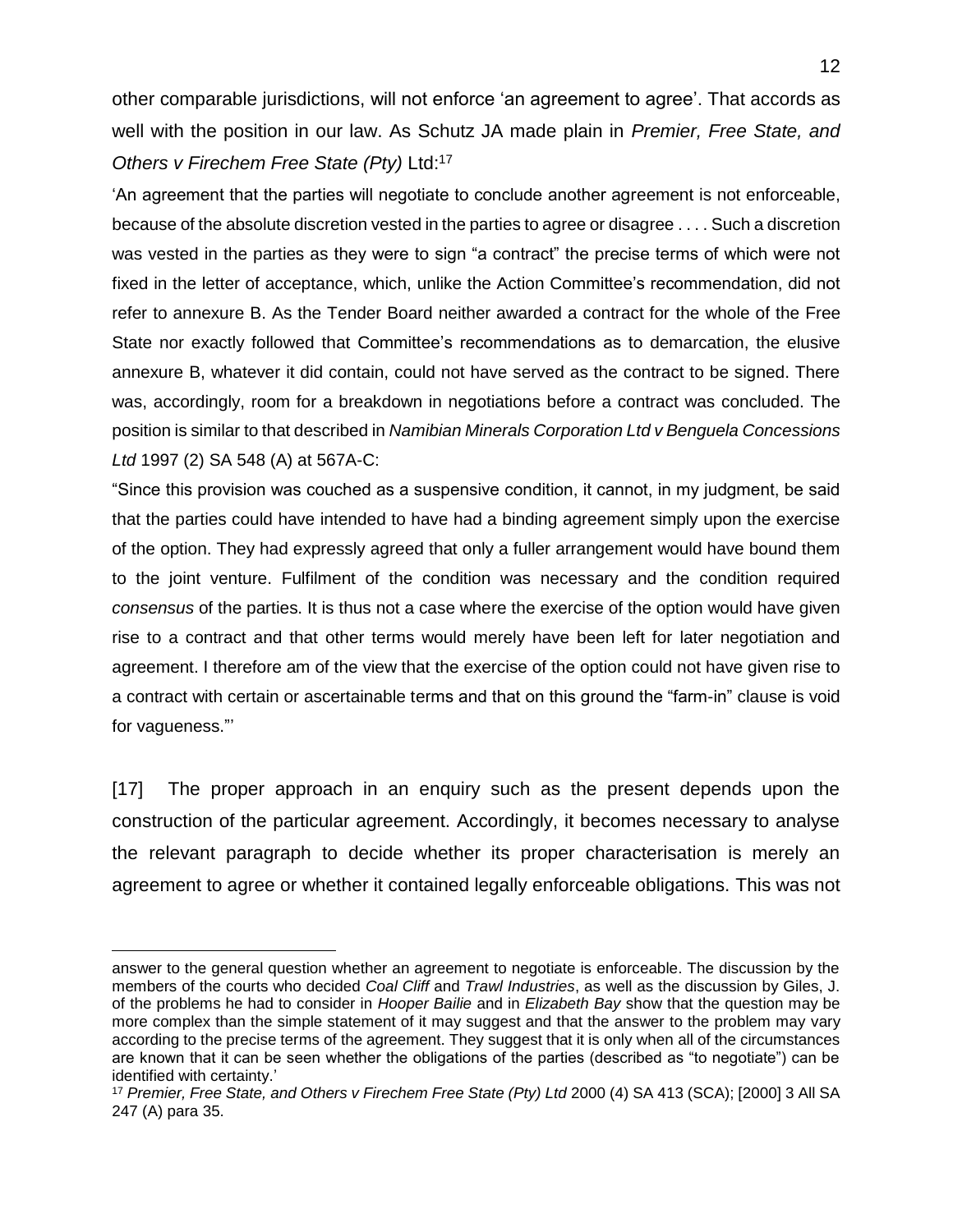other comparable jurisdictions, will not enforce 'an agreement to agree'. That accords as well with the position in our law. As Schutz JA made plain in *Premier, Free State, and Others v Firechem Free State (Pty)* Ltd:[17]

'An agreement that the parties will negotiate to conclude another agreement is not enforceable, because of the absolute discretion vested in the parties to agree or disagree . . . . Such a discretion was vested in the parties as they were to sign "a contract" the precise terms of which were not fixed in the letter of acceptance, which, unlike the Action Committee's recommendation, did not refer to annexure B. As the Tender Board neither awarded a contract for the whole of the Free State nor exactly followed that Committee's recommendations as to demarcation, the elusive annexure B, whatever it did contain, could not have served as the contract to be signed. There was, accordingly, room for a breakdown in negotiations before a contract was concluded. The position is similar to that described in *Namibian Minerals Corporation Ltd v Benguela Concessions Ltd* 1997 (2) SA 548 (A) at 567A-C:

"Since this provision was couched as a suspensive condition, it cannot, in my judgment, be said that the parties could have intended to have had a binding agreement simply upon the exercise of the option. They had expressly agreed that only a fuller arrangement would have bound them to the joint venture. Fulfilment of the condition was necessary and the condition required *consensus* of the parties. It is thus not a case where the exercise of the option would have given rise to a contract and that other terms would merely have been left for later negotiation and agreement. I therefore am of the view that the exercise of the option could not have given rise to a contract with certain or ascertainable terms and that on this ground the "farm-in" clause is void for vagueness."'

[17] The proper approach in an enquiry such as the present depends upon the construction of the particular agreement. Accordingly, it becomes necessary to analyse the relevant paragraph to decide whether its proper characterisation is merely an agreement to agree or whether it contained legally enforceable obligations. This was not

---

answer to the general question whether an agreement to negotiate is enforceable. The discussion by the members of the courts who decided *Coal Cliff* and *Trawl Industries*, as well as the discussion by Giles, J. of the problems he had to consider in *Hooper Bailie* and in *Elizabeth Bay* show that the question may be more complex than the simple statement of it may suggest and that the answer to the problem may vary according to the precise terms of the agreement. They suggest that it is only when all of the circumstances are known that it can be seen whether the obligations of the parties (described as "to negotiate") can be identified with certainty.'

[17] *Premier, Free State, and Others v Firechem Free State (Pty) Ltd* 2000 (4) SA 413 (SCA); [2000] 3 All SA 247 (A) para 35.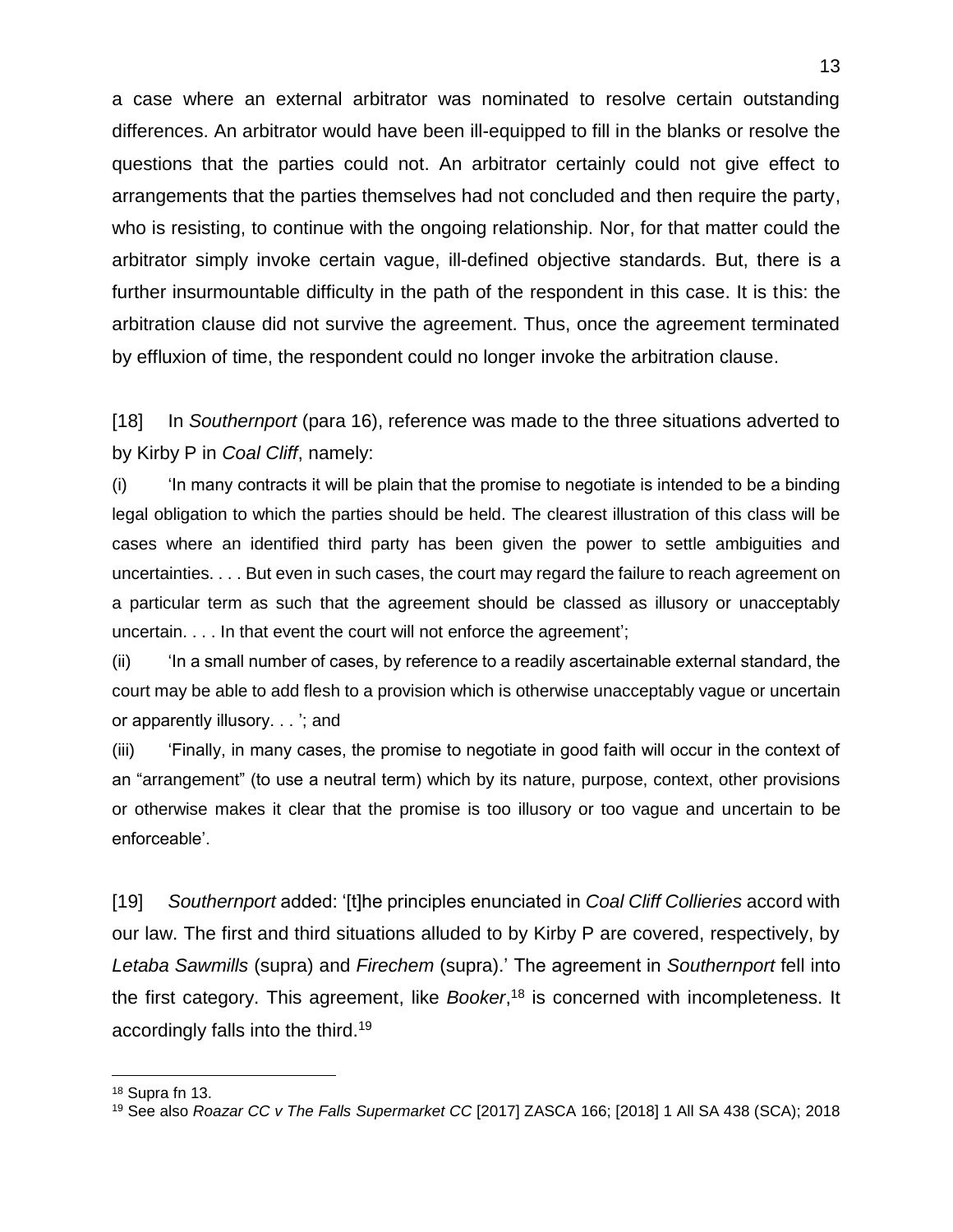a case where an external arbitrator was nominated to resolve certain outstanding differences. An arbitrator would have been ill-equipped to fill in the blanks or resolve the questions that the parties could not. An arbitrator certainly could not give effect to arrangements that the parties themselves had not concluded and then require the party, who is resisting, to continue with the ongoing relationship. Nor, for that matter could the arbitrator simply invoke certain vague, ill-defined objective standards. But, there is a further insurmountable difficulty in the path of the respondent in this case. It is this: the arbitration clause did not survive the agreement. Thus, once the agreement terminated by effluxion of time, the respondent could no longer invoke the arbitration clause.

[18] In *Southernport* (para 16), reference was made to the three situations adverted to by Kirby P in *Coal Cliff*, namely:

(i) 'In many contracts it will be plain that the promise to negotiate is intended to be a binding legal obligation to which the parties should be held. The clearest illustration of this class will be cases where an identified third party has been given the power to settle ambiguities and uncertainties. . . . But even in such cases, the court may regard the failure to reach agreement on a particular term as such that the agreement should be classed as illusory or unacceptably uncertain. . . . In that event the court will not enforce the agreement';

(ii) 'In a small number of cases, by reference to a readily ascertainable external standard, the court may be able to add flesh to a provision which is otherwise unacceptably vague or uncertain or apparently illusory. . . '; and

(iii) 'Finally, in many cases, the promise to negotiate in good faith will occur in the context of an "arrangement" (to use a neutral term) which by its nature, purpose, context, other provisions or otherwise makes it clear that the promise is too illusory or too vague and uncertain to be enforceable'.

[19] *Southernport* added: '[t]he principles enunciated in *Coal Cliff Collieries* accord with our law. The first and third situations alluded to by Kirby P are covered, respectively, by *Letaba Sawmills* (supra) and *Firechem* (supra).' The agreement in *Southernport* fell into the first category. This agreement, like *Booker*,[18] is concerned with incompleteness. It accordingly falls into the third.[19]

---

[18] Supra fn 13.

[19] See also *Roazar CC v The Falls Supermarket CC* [2017] ZASCA 166; [2018] 1 All SA 438 (SCA); 2018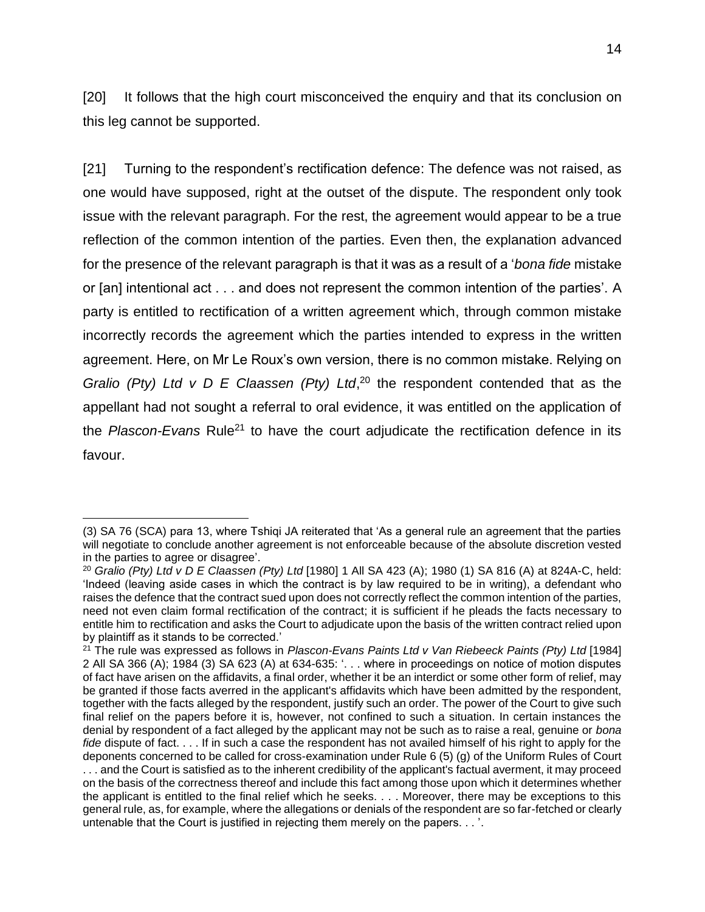[20] It follows that the high court misconceived the enquiry and that its conclusion on this leg cannot be supported.

[21] Turning to the respondent's rectification defence: The defence was not raised, as one would have supposed, right at the outset of the dispute. The respondent only took issue with the relevant paragraph. For the rest, the agreement would appear to be a true reflection of the common intention of the parties. Even then, the explanation advanced for the presence of the relevant paragraph is that it was as a result of a '*bona fide* mistake or [an] intentional act . . . and does not represent the common intention of the parties'. A party is entitled to rectification of a written agreement which, through common mistake incorrectly records the agreement which the parties intended to express in the written agreement. Here, on Mr Le Roux's own version, there is no common mistake. Relying on *Gralio (Pty) Ltd v D E Claassen (Pty) Ltd*,[20] the respondent contended that as the appellant had not sought a referral to oral evidence, it was entitled on the application of the *Plascon-Evans* Rule[21] to have the court adjudicate the rectification defence in its favour.

---

(3) SA 76 (SCA) para 13, where Tshiqi JA reiterated that 'As a general rule an agreement that the parties will negotiate to conclude another agreement is not enforceable because of the absolute discretion vested in the parties to agree or disagree'.

[20] *Gralio (Pty) Ltd v D E Claassen (Pty) Ltd* [1980] 1 All SA 423 (A); 1980 (1) SA 816 (A) at 824A-C, held: 'Indeed (leaving aside cases in which the contract is by law required to be in writing), a defendant who raises the defence that the contract sued upon does not correctly reflect the common intention of the parties, need not even claim formal rectification of the contract; it is sufficient if he pleads the facts necessary to entitle him to rectification and asks the Court to adjudicate upon the basis of the written contract relied upon by plaintiff as it stands to be corrected.'

[21] The rule was expressed as follows in *Plascon-Evans Paints Ltd v Van Riebeeck Paints (Pty) Ltd* [1984] 2 All SA 366 (A); 1984 (3) SA 623 (A) at 634-635: '. . . where in proceedings on notice of motion disputes of fact have arisen on the affidavits, a final order, whether it be an interdict or some other form of relief, may be granted if those facts averred in the applicant's affidavits which have been admitted by the respondent, together with the facts alleged by the respondent, justify such an order. The power of the Court to give such final relief on the papers before it is, however, not confined to such a situation. In certain instances the denial by respondent of a fact alleged by the applicant may not be such as to raise a real, genuine or *bona fide* dispute of fact. . . . If in such a case the respondent has not availed himself of his right to apply for the deponents concerned to be called for cross-examination under Rule 6 (5) (g) of the Uniform Rules of Court . . . and the Court is satisfied as to the inherent credibility of the applicant's factual averment, it may proceed on the basis of the correctness thereof and include this fact among those upon which it determines whether the applicant is entitled to the final relief which he seeks. . . . Moreover, there may be exceptions to this general rule, as, for example, where the allegations or denials of the respondent are so far-fetched or clearly untenable that the Court is justified in rejecting them merely on the papers. . . '.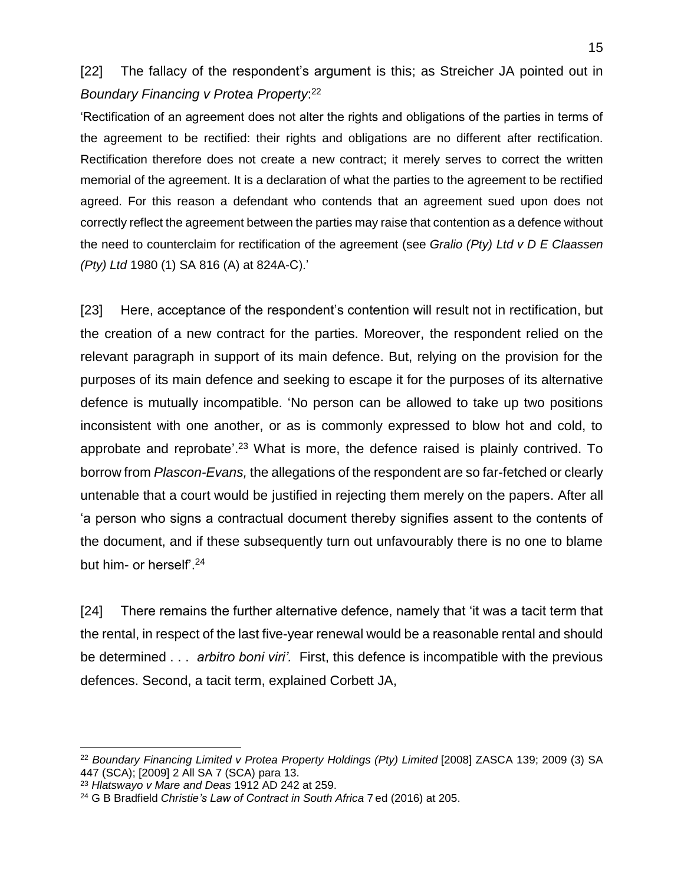[22] The fallacy of the respondent's argument is this; as Streicher JA pointed out in *Boundary Financing v Protea Property*:[22]

'Rectification of an agreement does not alter the rights and obligations of the parties in terms of the agreement to be rectified: their rights and obligations are no different after rectification. Rectification therefore does not create a new contract; it merely serves to correct the written memorial of the agreement. It is a declaration of what the parties to the agreement to be rectified agreed. For this reason a defendant who contends that an agreement sued upon does not correctly reflect the agreement between the parties may raise that contention as a defence without the need to counterclaim for rectification of the agreement (see *Gralio (Pty) Ltd v D E Claassen (Pty) Ltd* 1980 (1) SA 816 (A) at 824A-C).'

[23] Here, acceptance of the respondent's contention will result not in rectification, but the creation of a new contract for the parties. Moreover, the respondent relied on the relevant paragraph in support of its main defence. But, relying on the provision for the purposes of its main defence and seeking to escape it for the purposes of its alternative defence is mutually incompatible. 'No person can be allowed to take up two positions inconsistent with one another, or as is commonly expressed to blow hot and cold, to approbate and reprobate'.[23] What is more, the defence raised is plainly contrived. To borrow from *Plascon-Evans,* the allegations of the respondent are so far-fetched or clearly untenable that a court would be justified in rejecting them merely on the papers. After all 'a person who signs a contractual document thereby signifies assent to the contents of the document, and if these subsequently turn out unfavourably there is no one to blame but him- or herself'.[24]

[24] There remains the further alternative defence, namely that 'it was a tacit term that the rental, in respect of the last five-year renewal would be a reasonable rental and should be determined . . . *arbitro boni viri'.* First, this defence is incompatible with the previous defences. Second, a tacit term, explained Corbett JA,

---

[22] *Boundary Financing Limited v Protea Property Holdings (Pty) Limited* [2008] ZASCA 139; 2009 (3) SA 447 (SCA); [2009] 2 All SA 7 (SCA) para 13.

[23] *Hlatswayo v Mare and Deas* 1912 AD 242 at 259.

[24] G B Bradfield *Christie's Law of Contract in South Africa* 7 ed (2016) at 205.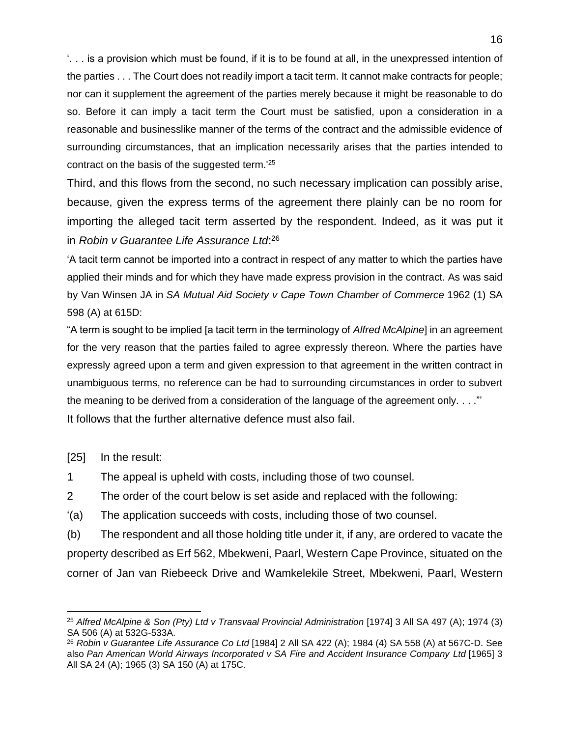'. . . is a provision which must be found, if it is to be found at all, in the unexpressed intention of the parties . . . The Court does not readily import a tacit term. It cannot make contracts for people; nor can it supplement the agreement of the parties merely because it might be reasonable to do so. Before it can imply a tacit term the Court must be satisfied, upon a consideration in a reasonable and businesslike manner of the terms of the contract and the admissible evidence of surrounding circumstances, that an implication necessarily arises that the parties intended to contract on the basis of the suggested term.'[25]

Third, and this flows from the second, no such necessary implication can possibly arise, because, given the express terms of the agreement there plainly can be no room for importing the alleged tacit term asserted by the respondent. Indeed, as it was put it in *Robin v Guarantee Life Assurance Ltd*:[26]

'A tacit term cannot be imported into a contract in respect of any matter to which the parties have applied their minds and for which they have made express provision in the contract. As was said by Van Winsen JA in *SA Mutual Aid Society v Cape Town Chamber of Commerce* 1962 (1) SA 598 (A) at 615D:

"A term is sought to be implied [a tacit term in the terminology of *Alfred McAlpine*] in an agreement for the very reason that the parties failed to agree expressly thereon. Where the parties have expressly agreed upon a term and given expression to that agreement in the written contract in unambiguous terms, no reference can be had to surrounding circumstances in order to subvert the meaning to be derived from a consideration of the language of the agreement only. . . ."'

It follows that the further alternative defence must also fail.

[25] In the result:

1 The appeal is upheld with costs, including those of two counsel.

2 The order of the court below is set aside and replaced with the following:

'(a) The application succeeds with costs, including those of two counsel.

(b) The respondent and all those holding title under it, if any, are ordered to vacate the property described as Erf 562, Mbekweni, Paarl, Western Cape Province, situated on the corner of Jan van Riebeeck Drive and Wamkelekile Street, Mbekweni, Paarl, Western

---

[25] *Alfred McAlpine & Son (Pty) Ltd v Transvaal Provincial Administration* [1974] 3 All SA 497 (A); 1974 (3) SA 506 (A) at 532G-533A.

[26] *Robin v Guarantee Life Assurance Co Ltd* [1984] 2 All SA 422 (A); 1984 (4) SA 558 (A) at 567C-D. See also *Pan American World Airways Incorporated v SA Fire and Accident Insurance Company Ltd* [1965] 3 All SA 24 (A); 1965 (3) SA 150 (A) at 175C.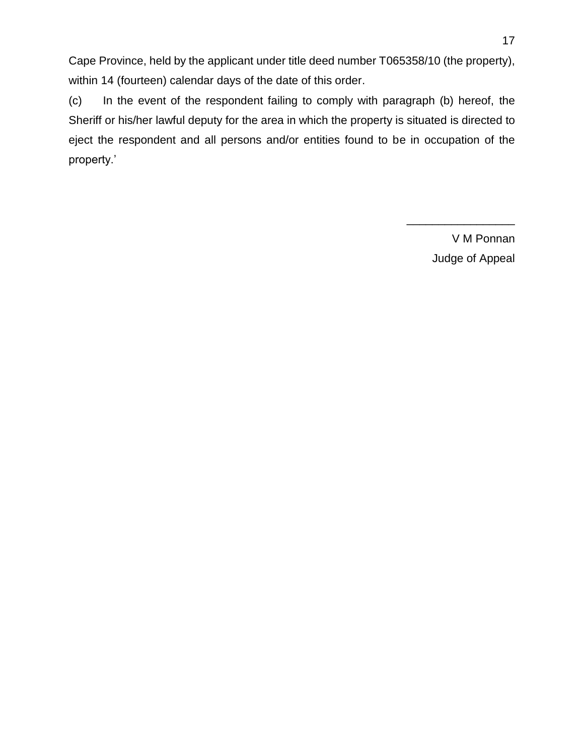Cape Province, held by the applicant under title deed number T065358/10 (the property), within 14 (fourteen) calendar days of the date of this order.

(c) In the event of the respondent failing to comply with paragraph (b) hereof, the Sheriff or his/her lawful deputy for the area in which the property is situated is directed to eject the respondent and all persons and/or entities found to be in occupation of the property.'

\_\_\_\_\_\_\_\_\_\_\_\_\_\_\_\_\_

V M Ponnan

Judge of Appeal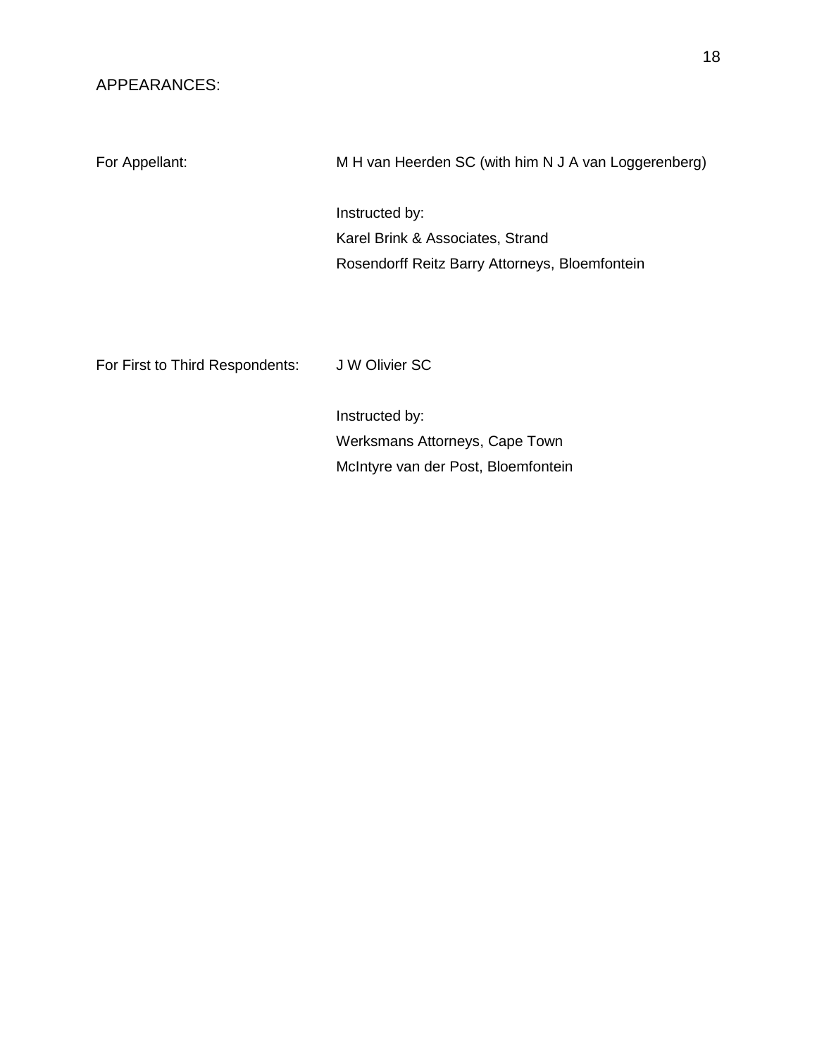APPEARANCES:

For Appellant: M H van Heerden SC (with him N J A van Loggerenberg)

Instructed by:
Karel Brink & Associates, Strand
Rosendorff Reitz Barry Attorneys, Bloemfontein

For First to Third Respondents: J W Olivier SC

Instructed by:
Werksmans Attorneys, Cape Town
McIntyre van der Post, Bloemfontein